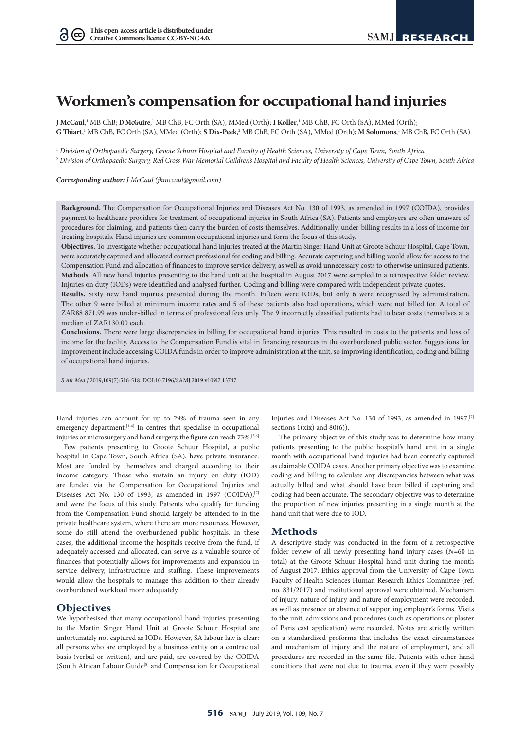# Workmen's compensation for occupational hand injuries

**J McCaul**,[1] MB ChB; **D McGuire**,[1] MB ChB, FC Orth (SA), MMed (Orth); **I Koller**,[1] MB ChB, FC Orth (SA), MMed (Orth); **G Thiart**,[1] MB ChB, FC Orth (SA), MMed (Orth); **S Dix-Peek**,[2] MB ChB, FC Orth (SA), MMed (Orth); **M Solomons**,[1] MB ChB, FC Orth (SA)

[1] *Division of Orthopaedic Surgery, Groote Schuur Hospital and Faculty of Health Sciences, University of Cape Town, South Africa*
[2] *Division of Orthopaedic Surgery, Red Cross War Memorial Children's Hospital and Faculty of Health Sciences, University of Cape Town, South Africa*

***Corresponding author:** J McCaul (jkmccaul@gmail.com)*

**Background.** The Compensation for Occupational Injuries and Diseases Act No. 130 of 1993, as amended in 1997 (COIDA), provides payment to healthcare providers for treatment of occupational injuries in South Africa (SA). Patients and employers are often unaware of procedures for claiming, and patients then carry the burden of costs themselves. Additionally, under-billing results in a loss of income for treating hospitals. Hand injuries are common occupational injuries and form the focus of this study.

**Objectives.** To investigate whether occupational hand injuries treated at the Martin Singer Hand Unit at Groote Schuur Hospital, Cape Town, were accurately captured and allocated correct professional fee coding and billing. Accurate capturing and billing would allow for access to the Compensation Fund and allocation of finances to improve service delivery, as well as avoid unnecessary costs to otherwise uninsured patients.

**Methods.** All new hand injuries presenting to the hand unit at the hospital in August 2017 were sampled in a retrospective folder review. Injuries on duty (IODs) were identified and analysed further. Coding and billing were compared with independent private quotes.

**Results.** Sixty new hand injuries presented during the month. Fifteen were IODs, but only 6 were recognised by administration. The other 9 were billed at minimum income rates and 5 of these patients also had operations, which were not billed for. A total of ZAR88 871.99 was under-billed in terms of professional fees only. The 9 incorrectly classified patients had to bear costs themselves at a median of ZAR130.00 each.

**Conclusions.** There were large discrepancies in billing for occupational hand injuries. This resulted in costs to the patients and loss of income for the facility. Access to the Compensation Fund is vital in financing resources in the overburdened public sector. Suggestions for improvement include accessing COIDA funds in order to improve administration at the unit, so improving identification, coding and billing of occupational hand injuries.

*S Afr Med J* 2019;109(7):516-518. DOI:10.7196/SAMJ.2019.v109i7.13747

Hand injuries can account for up to 29% of trauma seen in any emergency department.[1-4] In centres that specialise in occupational injuries or microsurgery and hand surgery, the figure can reach 73%.[5,6]

Few patients presenting to Groote Schuur Hospital, a public hospital in Cape Town, South Africa (SA), have private insurance. Most are funded by themselves and charged according to their income category. Those who sustain an injury on duty (IOD) are funded via the Compensation for Occupational Injuries and Diseases Act No. 130 of 1993, as amended in 1997 (COIDA),[7] and were the focus of this study. Patients who qualify for funding from the Compensation Fund should largely be attended to in the private healthcare system, where there are more resources. However, some do still attend the overburdened public hospitals. In these cases, the additional income the hospitals receive from the fund, if adequately accessed and allocated, can serve as a valuable source of finances that potentially allows for improvements and expansion in service delivery, infrastructure and staffing. These improvements would allow the hospitals to manage this addition to their already overburdened workload more adequately.

## Objectives

We hypothesised that many occupational hand injuries presenting to the Martin Singer Hand Unit at Groote Schuur Hospital are unfortunately not captured as IODs. However, SA labour law is clear: all persons who are employed by a business entity on a contractual basis (verbal or written), and are paid, are covered by the COIDA (South African Labour Guide[8] and Compensation for Occupational Injuries and Diseases Act No. 130 of 1993, as amended in 1997,[7] sections 1(xix) and 80(6)).

The primary objective of this study was to determine how many patients presenting to the public hospital's hand unit in a single month with occupational hand injuries had been correctly captured as claimable COIDA cases. Another primary objective was to examine coding and billing to calculate any discrepancies between what was actually billed and what should have been billed if capturing and coding had been accurate. The secondary objective was to determine the proportion of new injuries presenting in a single month at the hand unit that were due to IOD.

## Methods

A descriptive study was conducted in the form of a retrospective folder review of all newly presenting hand injury cases (*N*=60 in total) at the Groote Schuur Hospital hand unit during the month of August 2017. Ethics approval from the University of Cape Town Faculty of Health Sciences Human Research Ethics Committee (ref. no. 831/2017) and institutional approval were obtained. Mechanism of injury, nature of injury and nature of employment were recorded, as well as presence or absence of supporting employer's forms. Visits to the unit, admissions and procedures (such as operations or plaster of Paris cast application) were recorded. Notes are strictly written on a standardised proforma that includes the exact circumstances and mechanism of injury and the nature of employment, and all procedures are recorded in the same file. Patients with other hand conditions that were not due to trauma, even if they were possibly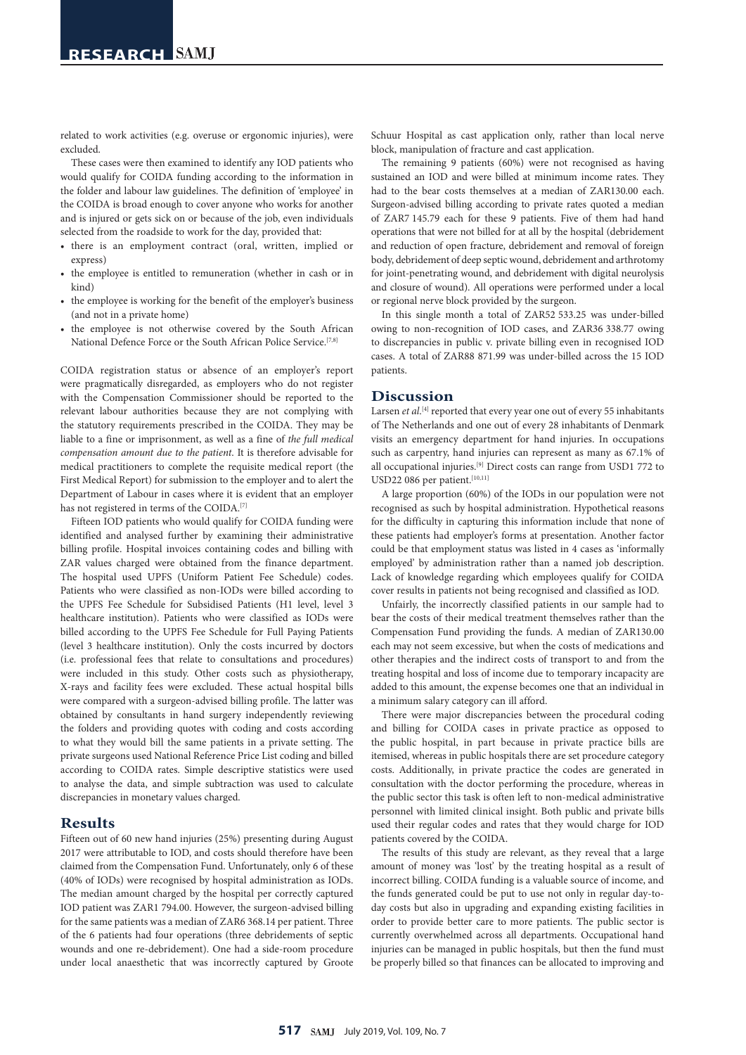related to work activities (e.g. overuse or ergonomic injuries), were excluded.

These cases were then examined to identify any IOD patients who would qualify for COIDA funding according to the information in the folder and labour law guidelines. The definition of 'employee' in the COIDA is broad enough to cover anyone who works for another and is injured or gets sick on or because of the job, even individuals selected from the roadside to work for the day, provided that:

- there is an employment contract (oral, written, implied or express)
- the employee is entitled to remuneration (whether in cash or in kind)
- the employee is working for the benefit of the employer's business (and not in a private home)
- the employee is not otherwise covered by the South African National Defence Force or the South African Police Service.[7,8]

COIDA registration status or absence of an employer's report were pragmatically disregarded, as employers who do not register with the Compensation Commissioner should be reported to the relevant labour authorities because they are not complying with the statutory requirements prescribed in the COIDA. They may be liable to a fine or imprisonment, as well as a fine of *the full medical compensation amount due to the patient*. It is therefore advisable for medical practitioners to complete the requisite medical report (the First Medical Report) for submission to the employer and to alert the Department of Labour in cases where it is evident that an employer has not registered in terms of the COIDA.[7]

Fifteen IOD patients who would qualify for COIDA funding were identified and analysed further by examining their administrative billing profile. Hospital invoices containing codes and billing with ZAR values charged were obtained from the finance department. The hospital used UPFS (Uniform Patient Fee Schedule) codes. Patients who were classified as non-IODs were billed according to the UPFS Fee Schedule for Subsidised Patients (H1 level, level 3 healthcare institution). Patients who were classified as IODs were billed according to the UPFS Fee Schedule for Full Paying Patients (level 3 healthcare institution). Only the costs incurred by doctors (i.e. professional fees that relate to consultations and procedures) were included in this study. Other costs such as physiotherapy, X-rays and facility fees were excluded. These actual hospital bills were compared with a surgeon-advised billing profile. The latter was obtained by consultants in hand surgery independently reviewing the folders and providing quotes with coding and costs according to what they would bill the same patients in a private setting. The private surgeons used National Reference Price List coding and billed according to COIDA rates. Simple descriptive statistics were used to analyse the data, and simple subtraction was used to calculate discrepancies in monetary values charged.

## Results

Fifteen out of 60 new hand injuries (25%) presenting during August 2017 were attributable to IOD, and costs should therefore have been claimed from the Compensation Fund. Unfortunately, only 6 of these (40% of IODs) were recognised by hospital administration as IODs. The median amount charged by the hospital per correctly captured IOD patient was ZAR1 794.00. However, the surgeon-advised billing for the same patients was a median of ZAR6 368.14 per patient. Three of the 6 patients had four operations (three debridements of septic wounds and one re-debridement). One had a side-room procedure under local anaesthetic that was incorrectly captured by Groote Schuur Hospital as cast application only, rather than local nerve block, manipulation of fracture and cast application.

The remaining 9 patients (60%) were not recognised as having sustained an IOD and were billed at minimum income rates. They had to the bear costs themselves at a median of ZAR130.00 each. Surgeon-advised billing according to private rates quoted a median of ZAR7 145.79 each for these 9 patients. Five of them had hand operations that were not billed for at all by the hospital (debridement and reduction of open fracture, debridement and removal of foreign body, debridement of deep septic wound, debridement and arthrotomy for joint-penetrating wound, and debridement with digital neurolysis and closure of wound). All operations were performed under a local or regional nerve block provided by the surgeon.

In this single month a total of ZAR52 533.25 was under-billed owing to non-recognition of IOD cases, and ZAR36 338.77 owing to discrepancies in public v. private billing even in recognised IOD cases. A total of ZAR88 871.99 was under-billed across the 15 IOD patients.

## Discussion

Larsen *et al*.[4] reported that every year one out of every 55 inhabitants of The Netherlands and one out of every 28 inhabitants of Denmark visits an emergency department for hand injuries. In occupations such as carpentry, hand injuries can represent as many as 67.1% of all occupational injuries.[9] Direct costs can range from USD1 772 to USD22 086 per patient.[10,11]

A large proportion (60%) of the IODs in our population were not recognised as such by hospital administration. Hypothetical reasons for the difficulty in capturing this information include that none of these patients had employer's forms at presentation. Another factor could be that employment status was listed in 4 cases as 'informally employed' by administration rather than a named job description. Lack of knowledge regarding which employees qualify for COIDA cover results in patients not being recognised and classified as IOD.

Unfairly, the incorrectly classified patients in our sample had to bear the costs of their medical treatment themselves rather than the Compensation Fund providing the funds. A median of ZAR130.00 each may not seem excessive, but when the costs of medications and other therapies and the indirect costs of transport to and from the treating hospital and loss of income due to temporary incapacity are added to this amount, the expense becomes one that an individual in a minimum salary category can ill afford.

There were major discrepancies between the procedural coding and billing for COIDA cases in private practice as opposed to the public hospital, in part because in private practice bills are itemised, whereas in public hospitals there are set procedure category costs. Additionally, in private practice the codes are generated in consultation with the doctor performing the procedure, whereas in the public sector this task is often left to non-medical administrative personnel with limited clinical insight. Both public and private bills used their regular codes and rates that they would charge for IOD patients covered by the COIDA.

The results of this study are relevant, as they reveal that a large amount of money was 'lost' by the treating hospital as a result of incorrect billing. COIDA funding is a valuable source of income, and the funds generated could be put to use not only in regular day-to-day costs but also in upgrading and expanding existing facilities in order to provide better care to more patients. The public sector is currently overwhelmed across all departments. Occupational hand injuries can be managed in public hospitals, but then the fund must be properly billed so that finances can be allocated to improving and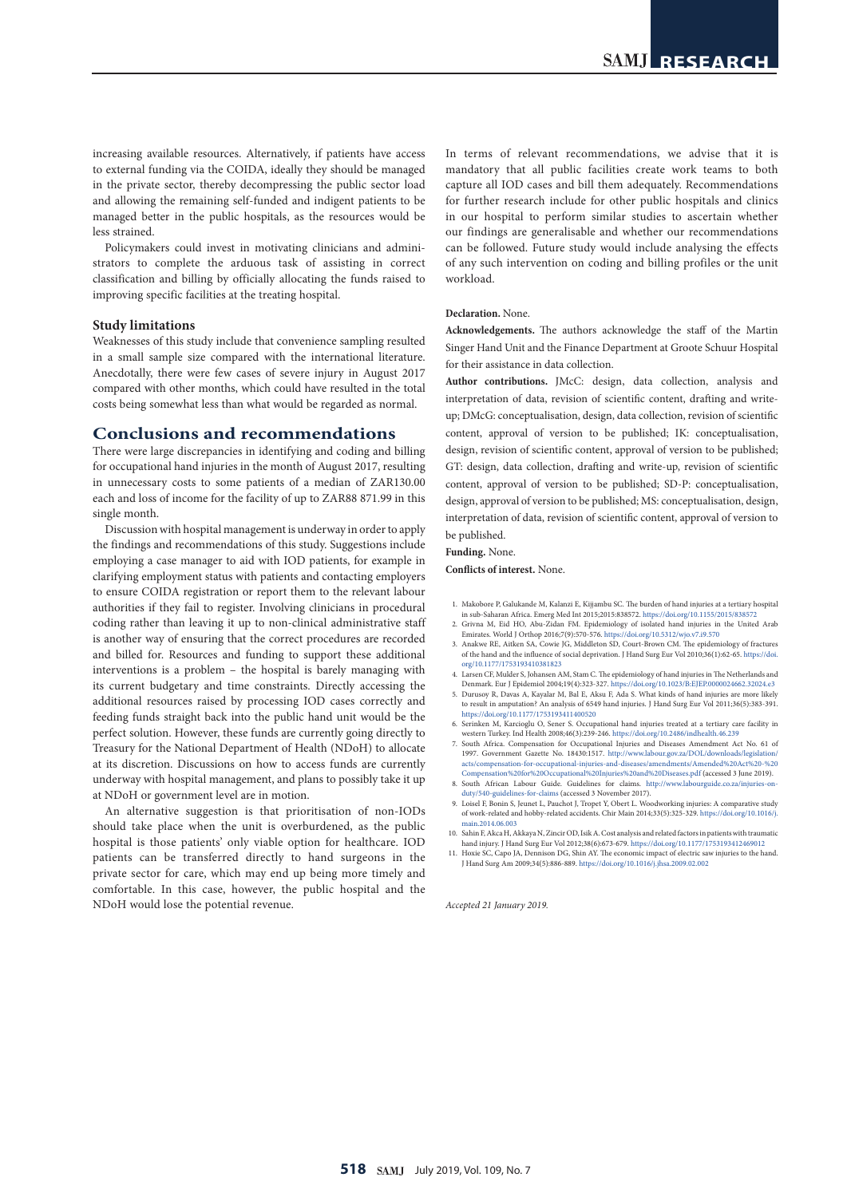increasing available resources. Alternatively, if patients have access to external funding via the COIDA, ideally they should be managed in the private sector, thereby decompressing the public sector load and allowing the remaining self-funded and indigent patients to be managed better in the public hospitals, as the resources would be less strained.

Policymakers could invest in motivating clinicians and administrators to complete the arduous task of assisting in correct classification and billing by officially allocating the funds raised to improving specific facilities at the treating hospital.

### Study limitations

Weaknesses of this study include that convenience sampling resulted in a small sample size compared with the international literature. Anecdotally, there were few cases of severe injury in August 2017 compared with other months, which could have resulted in the total costs being somewhat less than what would be regarded as normal.

## Conclusions and recommendations

There were large discrepancies in identifying and coding and billing for occupational hand injuries in the month of August 2017, resulting in unnecessary costs to some patients of a median of ZAR130.00 each and loss of income for the facility of up to ZAR88 871.99 in this single month.

Discussion with hospital management is underway in order to apply the findings and recommendations of this study. Suggestions include employing a case manager to aid with IOD patients, for example in clarifying employment status with patients and contacting employers to ensure COIDA registration or report them to the relevant labour authorities if they fail to register. Involving clinicians in procedural coding rather than leaving it up to non-clinical administrative staff is another way of ensuring that the correct procedures are recorded and billed for. Resources and funding to support these additional interventions is a problem – the hospital is barely managing with its current budgetary and time constraints. Directly accessing the additional resources raised by processing IOD cases correctly and feeding funds straight back into the public hand unit would be the perfect solution. However, these funds are currently going directly to Treasury for the National Department of Health (NDoH) to allocate at its discretion. Discussions on how to access funds are currently underway with hospital management, and plans to possibly take it up at NDoH or government level are in motion.

An alternative suggestion is that prioritisation of non-IODs should take place when the unit is overburdened, as the public hospital is those patients' only viable option for healthcare. IOD patients can be transferred directly to hand surgeons in the private sector for care, which may end up being more timely and comfortable. In this case, however, the public hospital and the NDoH would lose the potential revenue.

In terms of relevant recommendations, we advise that it is mandatory that all public facilities create work teams to both capture all IOD cases and bill them adequately. Recommendations for further research include for other public hospitals and clinics in our hospital to perform similar studies to ascertain whether our findings are generalisable and whether our recommendations can be followed. Future study would include analysing the effects of any such intervention on coding and billing profiles or the unit workload.

**Declaration.** None.

**Acknowledgements.** The authors acknowledge the staff of the Martin Singer Hand Unit and the Finance Department at Groote Schuur Hospital for their assistance in data collection.

**Author contributions.** JMcC: design, data collection, analysis and interpretation of data, revision of scientific content, drafting and write-up; DMcG: conceptualisation, design, data collection, revision of scientific content, approval of version to be published; IK: conceptualisation, design, revision of scientific content, approval of version to be published; GT: design, data collection, drafting and write-up, revision of scientific content, approval of version to be published; SD-P: conceptualisation, design, approval of version to be published; MS: conceptualisation, design, interpretation of data, revision of scientific content, approval of version to be published.

**Funding.** None.

**Conflicts of interest.** None.

1. Makobore P, Galukande M, Kalanzi E, Kijjambu SC. The burden of hand injuries at a tertiary hospital in sub-Saharan Africa. Emerg Med Int 2015;2015:838572. https://doi.org/10.1155/2015/838572
2. Grivna M, Eid HO, Abu-Zidan FM. Epidemiology of isolated hand injuries in the United Arab Emirates. World J Orthop 2016;7(9):570-576. https://doi.org/10.5312/wjo.v7.i9.570
3. Anakwe RE, Aitken SA, Cowie JG, Middleton SD, Court-Brown CM. The epidemiology of fractures of the hand and the influence of social deprivation. J Hand Surg Eur Vol 2010;36(1):62-65. https://doi.org/10.1177/1753193410381823
4. Larsen CF, Mulder S, Johansen AM, Stam C. The epidemiology of hand injuries in The Netherlands and Denmark. Eur J Epidemiol 2004;19(4):323-327. https://doi.org/10.1023/B:EJEP.0000024662.32024.e3
5. Durusoy R, Davas A, Kayalar M, Bal E, Aksu F, Ada S. What kinds of hand injuries are more likely to result in amputation? An analysis of 6549 hand injuries. J Hand Surg Eur Vol 2011;36(5):383-391. https://doi.org/10.1177/1753193411400520
6. Serinken M, Karcioglu O, Sener S. Occupational hand injuries treated at a tertiary care facility in western Turkey. Ind Health 2008;46(3):239-246. https://doi.org/10.2486/indhealth.46.239
7. South Africa. Compensation for Occupational Injuries and Diseases Amendment Act No. 61 of 1997. Government Gazette No. 18430:1517. http://www.labour.gov.za/DOL/downloads/legislation/acts/compensation-for-occupational-injuries-and-diseases/amendments/Amended%20Act%20-%20Compensation%20for%20Occupational%20Injuries%20and%20Diseases.pdf (accessed 3 June 2019).
8. South African Labour Guide. Guidelines for claims. http://www.labourguide.co.za/injuries-on-duty/540-guidelines-for-claims (accessed 3 November 2017).
9. Loisel F, Bonin S, Jeunet L, Pauchot J, Tropet Y, Obert L. Woodworking injuries: A comparative study of work-related and hobby-related accidents. Chir Main 2014;33(5):325-329. https://doi.org/10.1016/j.main.2014.06.003
10. Sahin F, Akca H, Akkaya N, Zincir OD, Isik A. Cost analysis and related factors in patients with traumatic hand injury. J Hand Surg Eur Vol 2012;38(6):673-679. https://doi.org/10.1177/1753193412469012
11. Hoxie SC, Capo JA, Dennison DG, Shin AY. The economic impact of electric saw injuries to the hand. J Hand Surg Am 2009;34(5):886-889. https://doi.org/10.1016/j.jhsa.2009.02.002

*Accepted 21 January 2019.*